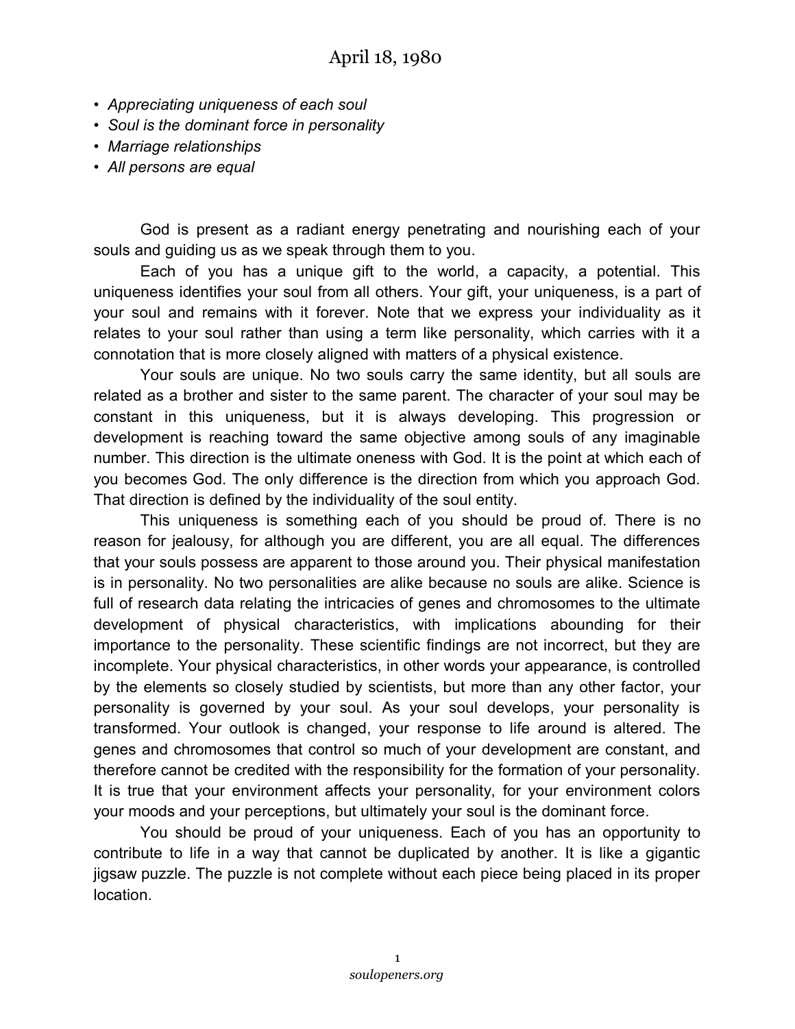# April 18, 1980

- *Appreciating uniqueness of each soul*
- *Soul is the dominant force in personality*
- *Marriage relationships*
- *All persons are equal*

God is present as a radiant energy penetrating and nourishing each of your souls and guiding us as we speak through them to you.

Each of you has a unique gift to the world, a capacity, a potential. This uniqueness identifies your soul from all others. Your gift, your uniqueness, is a part of your soul and remains with it forever. Note that we express your individuality as it relates to your soul rather than using a term like personality, which carries with it a connotation that is more closely aligned with matters of a physical existence.

Your souls are unique. No two souls carry the same identity, but all souls are related as a brother and sister to the same parent. The character of your soul may be constant in this uniqueness, but it is always developing. This progression or development is reaching toward the same objective among souls of any imaginable number. This direction is the ultimate oneness with God. It is the point at which each of you becomes God. The only difference is the direction from which you approach God. That direction is defined by the individuality of the soul entity.

This uniqueness is something each of you should be proud of. There is no reason for jealousy, for although you are different, you are all equal. The differences that your souls possess are apparent to those around you. Their physical manifestation is in personality. No two personalities are alike because no souls are alike. Science is full of research data relating the intricacies of genes and chromosomes to the ultimate development of physical characteristics, with implications abounding for their importance to the personality. These scientific findings are not incorrect, but they are incomplete. Your physical characteristics, in other words your appearance, is controlled by the elements so closely studied by scientists, but more than any other factor, your personality is governed by your soul. As your soul develops, your personality is transformed. Your outlook is changed, your response to life around is altered. The genes and chromosomes that control so much of your development are constant, and therefore cannot be credited with the responsibility for the formation of your personality. It is true that your environment affects your personality, for your environment colors your moods and your perceptions, but ultimately your soul is the dominant force.

You should be proud of your uniqueness. Each of you has an opportunity to contribute to life in a way that cannot be duplicated by another. It is like a gigantic jigsaw puzzle. The puzzle is not complete without each piece being placed in its proper location.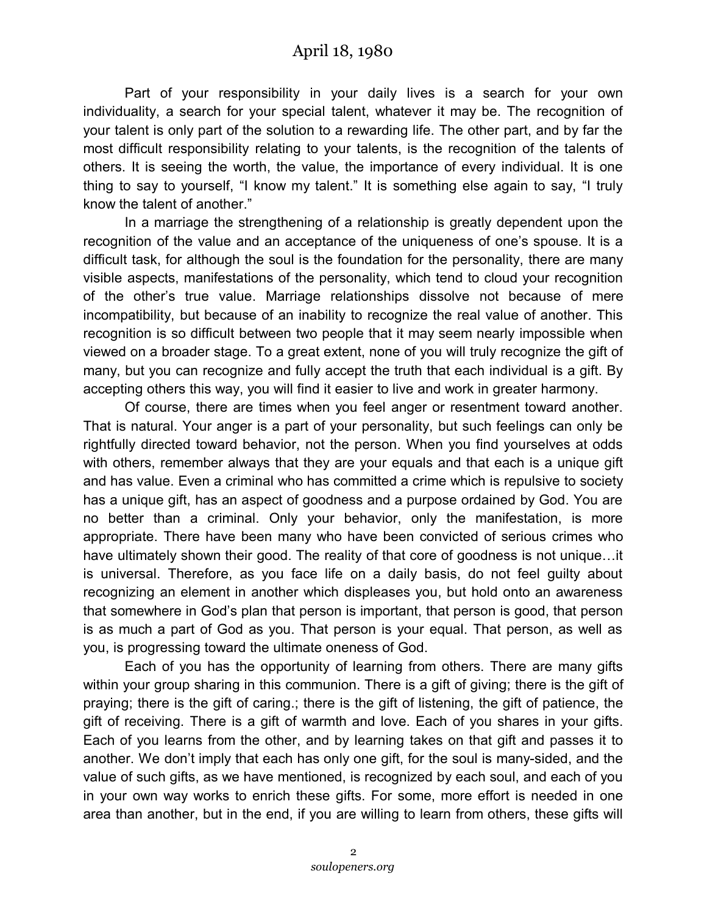## April 18, 1980

Part of your responsibility in your daily lives is a search for your own individuality, a search for your special talent, whatever it may be. The recognition of your talent is only part of the solution to a rewarding life. The other part, and by far the most difficult responsibility relating to your talents, is the recognition of the talents of others. It is seeing the worth, the value, the importance of every individual. It is one thing to say to yourself, "I know my talent." It is something else again to say, "I truly know the talent of another."

In a marriage the strengthening of a relationship is greatly dependent upon the recognition of the value and an acceptance of the uniqueness of one's spouse. It is a difficult task, for although the soul is the foundation for the personality, there are many visible aspects, manifestations of the personality, which tend to cloud your recognition of the other's true value. Marriage relationships dissolve not because of mere incompatibility, but because of an inability to recognize the real value of another. This recognition is so difficult between two people that it may seem nearly impossible when viewed on a broader stage. To a great extent, none of you will truly recognize the gift of many, but you can recognize and fully accept the truth that each individual is a gift. By accepting others this way, you will find it easier to live and work in greater harmony.

Of course, there are times when you feel anger or resentment toward another. That is natural. Your anger is a part of your personality, but such feelings can only be rightfully directed toward behavior, not the person. When you find yourselves at odds with others, remember always that they are your equals and that each is a unique gift and has value. Even a criminal who has committed a crime which is repulsive to society has a unique gift, has an aspect of goodness and a purpose ordained by God. You are no better than a criminal. Only your behavior, only the manifestation, is more appropriate. There have been many who have been convicted of serious crimes who have ultimately shown their good. The reality of that core of goodness is not unique…it is universal. Therefore, as you face life on a daily basis, do not feel guilty about recognizing an element in another which displeases you, but hold onto an awareness that somewhere in God's plan that person is important, that person is good, that person is as much a part of God as you. That person is your equal. That person, as well as you, is progressing toward the ultimate oneness of God.

Each of you has the opportunity of learning from others. There are many gifts within your group sharing in this communion. There is a gift of giving; there is the gift of praying; there is the gift of caring.; there is the gift of listening, the gift of patience, the gift of receiving. There is a gift of warmth and love. Each of you shares in your gifts. Each of you learns from the other, and by learning takes on that gift and passes it to another. We don't imply that each has only one gift, for the soul is many-sided, and the value of such gifts, as we have mentioned, is recognized by each soul, and each of you in your own way works to enrich these gifts. For some, more effort is needed in one area than another, but in the end, if you are willing to learn from others, these gifts will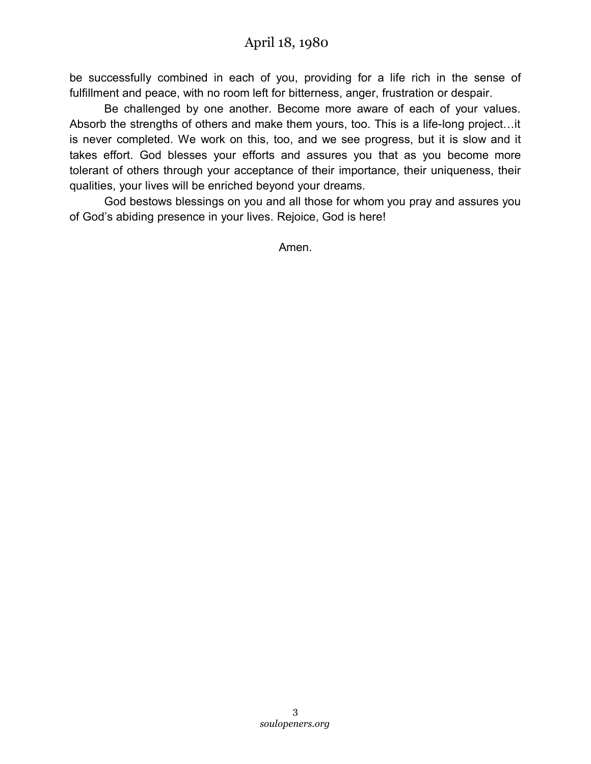be successfully combined in each of you, providing for a life rich in the sense of fulfillment and peace, with no room left for bitterness, anger, frustration or despair.

Be challenged by one another. Become more aware of each of your values. Absorb the strengths of others and make them yours, too. This is a life-long project…it is never completed. We work on this, too, and we see progress, but it is slow and it takes effort. God blesses your efforts and assures you that as you become more tolerant of others through your acceptance of their importance, their uniqueness, their qualities, your lives will be enriched beyond your dreams.

God bestows blessings on you and all those for whom you pray and assures you of God's abiding presence in your lives. Rejoice, God is here!

Amen.